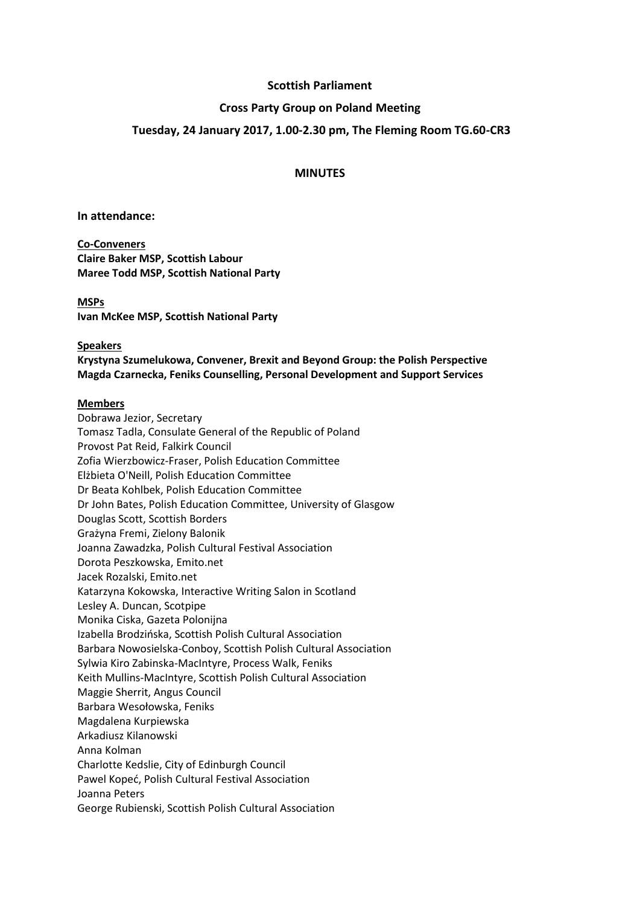**Scottish Parliament**

**Cross Party Group on Poland Meeting**

**Tuesday, 24 January 2017, 1.00-2.30 pm, The Fleming Room TG.60-CR3**

**MINUTES**

## In attendance:

**Co-Conveners**
**Claire Baker MSP, Scottish Labour**
**Maree Todd MSP, Scottish National Party**

**MSPs**
**Ivan McKee MSP, Scottish National Party**

**Speakers**
**Krystyna Szumelukowa, Convener, Brexit and Beyond Group: the Polish Perspective**
**Magda Czarnecka, Feniks Counselling, Personal Development and Support Services**

**Members**
Dobrawa Jezior, Secretary
Tomasz Tadla, Consulate General of the Republic of Poland
Provost Pat Reid, Falkirk Council
Zofia Wierzbowicz-Fraser, Polish Education Committee
Elżbieta O'Neill, Polish Education Committee
Dr Beata Kohlbek, Polish Education Committee
Dr John Bates, Polish Education Committee, University of Glasgow
Douglas Scott, Scottish Borders
Grażyna Fremi, Zielony Balonik
Joanna Zawadzka, Polish Cultural Festival Association
Dorota Peszkowska, Emito.net
Jacek Rozalski, Emito.net
Katarzyna Kokowska, Interactive Writing Salon in Scotland
Lesley A. Duncan, Scotpipe
Monika Ciska, Gazeta Polonijna
Izabella Brodzińska, Scottish Polish Cultural Association
Barbara Nowosielska-Conboy, Scottish Polish Cultural Association
Sylwia Kiro Zabinska-MacIntyre, Process Walk, Feniks
Keith Mullins-MacIntyre, Scottish Polish Cultural Association
Maggie Sherrit, Angus Council
Barbara Wesołowska, Feniks
Magdalena Kurpiewska
Arkadiusz Kilanowski
Anna Kolman
Charlotte Kedslie, City of Edinburgh Council
Pawel Kopeć, Polish Cultural Festival Association
Joanna Peters
George Rubienski, Scottish Polish Cultural Association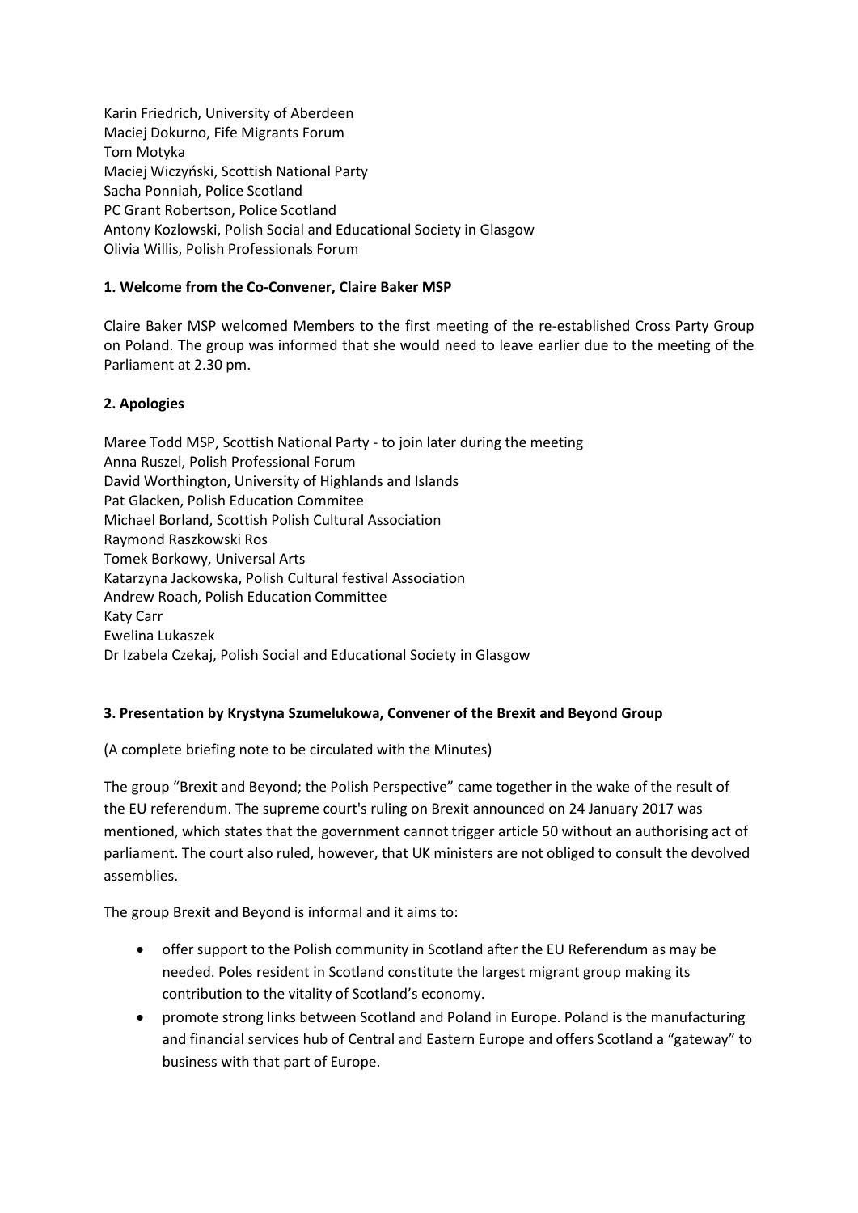Karin Friedrich, University of Aberdeen
Maciej Dokurno, Fife Migrants Forum
Tom Motyka
Maciej Wiczyński, Scottish National Party
Sacha Ponniah, Police Scotland
PC Grant Robertson, Police Scotland
Antony Kozlowski, Polish Social and Educational Society in Glasgow
Olivia Willis, Polish Professionals Forum

**1. Welcome from the Co-Convener, Claire Baker MSP**

Claire Baker MSP welcomed Members to the first meeting of the re-established Cross Party Group on Poland. The group was informed that she would need to leave earlier due to the meeting of the Parliament at 2.30 pm.

**2. Apologies**

Maree Todd MSP, Scottish National Party - to join later during the meeting
Anna Ruszel, Polish Professional Forum
David Worthington, University of Highlands and Islands
Pat Glacken, Polish Education Commitee
Michael Borland, Scottish Polish Cultural Association
Raymond Raszkowski Ros
Tomek Borkowy, Universal Arts
Katarzyna Jackowska, Polish Cultural festival Association
Andrew Roach, Polish Education Committee
Katy Carr
Ewelina Lukaszek
Dr Izabela Czekaj, Polish Social and Educational Society in Glasgow

**3. Presentation by Krystyna Szumelukowa, Convener of the Brexit and Beyond Group**

(A complete briefing note to be circulated with the Minutes)

The group "Brexit and Beyond; the Polish Perspective" came together in the wake of the result of the EU referendum. The supreme court's ruling on Brexit announced on 24 January 2017 was mentioned, which states that the government cannot trigger article 50 without an authorising act of parliament. The court also ruled, however, that UK ministers are not obliged to consult the devolved assemblies.

The group Brexit and Beyond is informal and it aims to:

- offer support to the Polish community in Scotland after the EU Referendum as may be needed. Poles resident in Scotland constitute the largest migrant group making its contribution to the vitality of Scotland's economy.
- promote strong links between Scotland and Poland in Europe. Poland is the manufacturing and financial services hub of Central and Eastern Europe and offers Scotland a "gateway" to business with that part of Europe.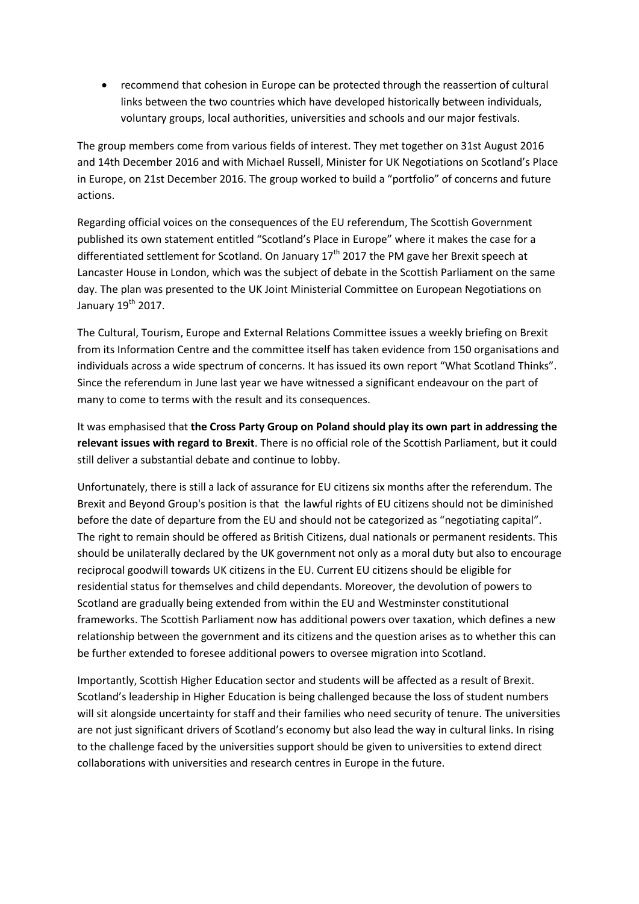- recommend that cohesion in Europe can be protected through the reassertion of cultural links between the two countries which have developed historically between individuals, voluntary groups, local authorities, universities and schools and our major festivals.

The group members come from various fields of interest. They met together on 31st August 2016 and 14th December 2016 and with Michael Russell, Minister for UK Negotiations on Scotland's Place in Europe, on 21st December 2016. The group worked to build a "portfolio" of concerns and future actions.

Regarding official voices on the consequences of the EU referendum, The Scottish Government published its own statement entitled "Scotland's Place in Europe" where it makes the case for a differentiated settlement for Scotland. On January 17th 2017 the PM gave her Brexit speech at Lancaster House in London, which was the subject of debate in the Scottish Parliament on the same day. The plan was presented to the UK Joint Ministerial Committee on European Negotiations on January 19th 2017.

The Cultural, Tourism, Europe and External Relations Committee issues a weekly briefing on Brexit from its Information Centre and the committee itself has taken evidence from 150 organisations and individuals across a wide spectrum of concerns. It has issued its own report "What Scotland Thinks". Since the referendum in June last year we have witnessed a significant endeavour on the part of many to come to terms with the result and its consequences.

It was emphasised that **the Cross Party Group on Poland should play its own part in addressing the relevant issues with regard to Brexit**. There is no official role of the Scottish Parliament, but it could still deliver a substantial debate and continue to lobby.

Unfortunately, there is still a lack of assurance for EU citizens six months after the referendum. The Brexit and Beyond Group's position is that the lawful rights of EU citizens should not be diminished before the date of departure from the EU and should not be categorized as "negotiating capital". The right to remain should be offered as British Citizens, dual nationals or permanent residents. This should be unilaterally declared by the UK government not only as a moral duty but also to encourage reciprocal goodwill towards UK citizens in the EU. Current EU citizens should be eligible for residential status for themselves and child dependants. Moreover, the devolution of powers to Scotland are gradually being extended from within the EU and Westminster constitutional frameworks. The Scottish Parliament now has additional powers over taxation, which defines a new relationship between the government and its citizens and the question arises as to whether this can be further extended to foresee additional powers to oversee migration into Scotland.

Importantly, Scottish Higher Education sector and students will be affected as a result of Brexit. Scotland's leadership in Higher Education is being challenged because the loss of student numbers will sit alongside uncertainty for staff and their families who need security of tenure. The universities are not just significant drivers of Scotland's economy but also lead the way in cultural links. In rising to the challenge faced by the universities support should be given to universities to extend direct collaborations with universities and research centres in Europe in the future.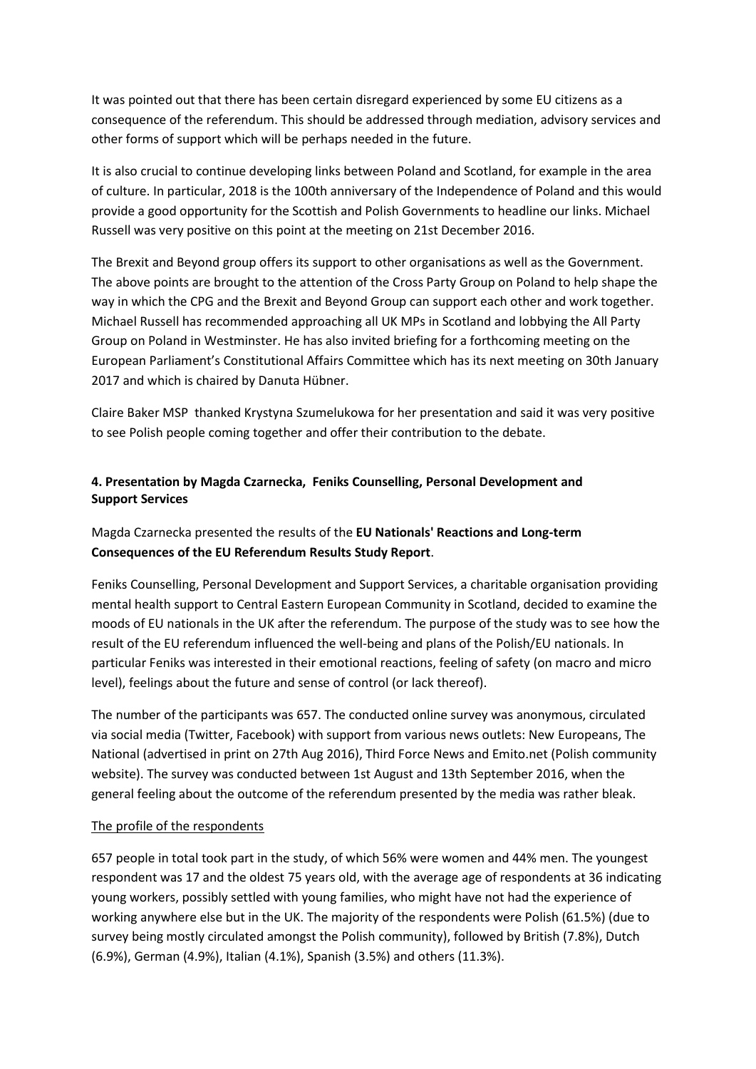It was pointed out that there has been certain disregard experienced by some EU citizens as a consequence of the referendum. This should be addressed through mediation, advisory services and other forms of support which will be perhaps needed in the future.

It is also crucial to continue developing links between Poland and Scotland, for example in the area of culture. In particular, 2018 is the 100th anniversary of the Independence of Poland and this would provide a good opportunity for the Scottish and Polish Governments to headline our links. Michael Russell was very positive on this point at the meeting on 21st December 2016.

The Brexit and Beyond group offers its support to other organisations as well as the Government. The above points are brought to the attention of the Cross Party Group on Poland to help shape the way in which the CPG and the Brexit and Beyond Group can support each other and work together. Michael Russell has recommended approaching all UK MPs in Scotland and lobbying the All Party Group on Poland in Westminster. He has also invited briefing for a forthcoming meeting on the European Parliament's Constitutional Affairs Committee which has its next meeting on 30th January 2017 and which is chaired by Danuta Hübner.

Claire Baker MSP thanked Krystyna Szumelukowa for her presentation and said it was very positive to see Polish people coming together and offer their contribution to the debate.

**4. Presentation by Magda Czarnecka, Feniks Counselling, Personal Development and Support Services**

Magda Czarnecka presented the results of the **EU Nationals' Reactions and Long-term Consequences of the EU Referendum Results Study Report**.

Feniks Counselling, Personal Development and Support Services, a charitable organisation providing mental health support to Central Eastern European Community in Scotland, decided to examine the moods of EU nationals in the UK after the referendum. The purpose of the study was to see how the result of the EU referendum influenced the well-being and plans of the Polish/EU nationals. In particular Feniks was interested in their emotional reactions, feeling of safety (on macro and micro level), feelings about the future and sense of control (or lack thereof).

The number of the participants was 657. The conducted online survey was anonymous, circulated via social media (Twitter, Facebook) with support from various news outlets: New Europeans, The National (advertised in print on 27th Aug 2016), Third Force News and Emito.net (Polish community website). The survey was conducted between 1st August and 13th September 2016, when the general feeling about the outcome of the referendum presented by the media was rather bleak.

The profile of the respondents

657 people in total took part in the study, of which 56% were women and 44% men. The youngest respondent was 17 and the oldest 75 years old, with the average age of respondents at 36 indicating young workers, possibly settled with young families, who might have not had the experience of working anywhere else but in the UK. The majority of the respondents were Polish (61.5%) (due to survey being mostly circulated amongst the Polish community), followed by British (7.8%), Dutch (6.9%), German (4.9%), Italian (4.1%), Spanish (3.5%) and others (11.3%).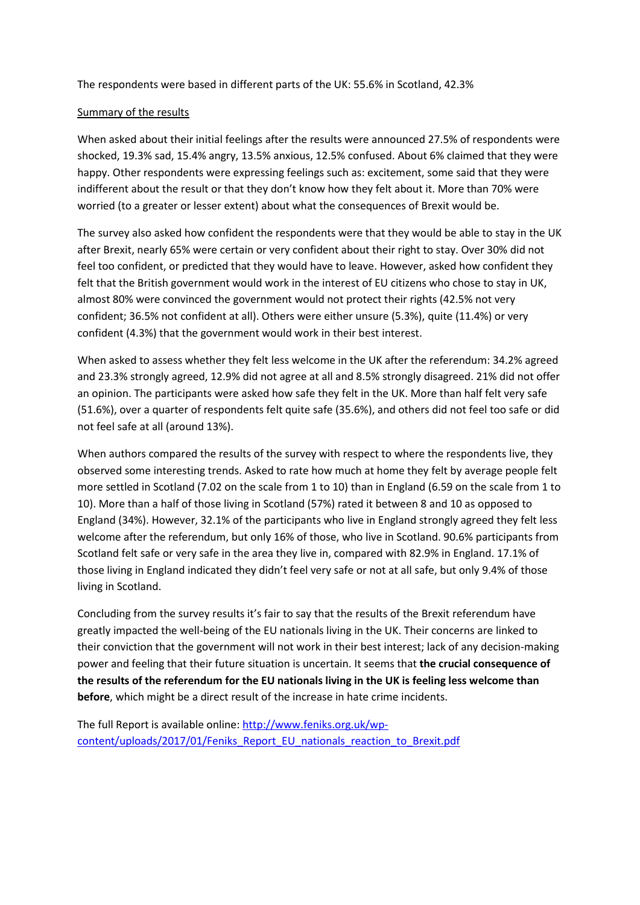The respondents were based in different parts of the UK: 55.6% in Scotland, 42.3%

Summary of the results

When asked about their initial feelings after the results were announced 27.5% of respondents were shocked, 19.3% sad, 15.4% angry, 13.5% anxious, 12.5% confused. About 6% claimed that they were happy. Other respondents were expressing feelings such as: excitement, some said that they were indifferent about the result or that they don't know how they felt about it. More than 70% were worried (to a greater or lesser extent) about what the consequences of Brexit would be.

The survey also asked how confident the respondents were that they would be able to stay in the UK after Brexit, nearly 65% were certain or very confident about their right to stay. Over 30% did not feel too confident, or predicted that they would have to leave. However, asked how confident they felt that the British government would work in the interest of EU citizens who chose to stay in UK, almost 80% were convinced the government would not protect their rights (42.5% not very confident; 36.5% not confident at all). Others were either unsure (5.3%), quite (11.4%) or very confident (4.3%) that the government would work in their best interest.

When asked to assess whether they felt less welcome in the UK after the referendum: 34.2% agreed and 23.3% strongly agreed, 12.9% did not agree at all and 8.5% strongly disagreed. 21% did not offer an opinion. The participants were asked how safe they felt in the UK. More than half felt very safe (51.6%), over a quarter of respondents felt quite safe (35.6%), and others did not feel too safe or did not feel safe at all (around 13%).

When authors compared the results of the survey with respect to where the respondents live, they observed some interesting trends. Asked to rate how much at home they felt by average people felt more settled in Scotland (7.02 on the scale from 1 to 10) than in England (6.59 on the scale from 1 to 10). More than a half of those living in Scotland (57%) rated it between 8 and 10 as opposed to England (34%). However, 32.1% of the participants who live in England strongly agreed they felt less welcome after the referendum, but only 16% of those, who live in Scotland. 90.6% participants from Scotland felt safe or very safe in the area they live in, compared with 82.9% in England. 17.1% of those living in England indicated they didn't feel very safe or not at all safe, but only 9.4% of those living in Scotland.

Concluding from the survey results it's fair to say that the results of the Brexit referendum have greatly impacted the well-being of the EU nationals living in the UK. Their concerns are linked to their conviction that the government will not work in their best interest; lack of any decision-making power and feeling that their future situation is uncertain. It seems that **the crucial consequence of the results of the referendum for the EU nationals living in the UK is feeling less welcome than before**, which might be a direct result of the increase in hate crime incidents.

The full Report is available online: [http://www.feniks.org.uk/wp-content/uploads/2017/01/Feniks_Report_EU_nationals_reaction_to_Brexit.pdf](http://www.feniks.org.uk/wp-content/uploads/2017/01/Feniks_Report_EU_nationals_reaction_to_Brexit.pdf)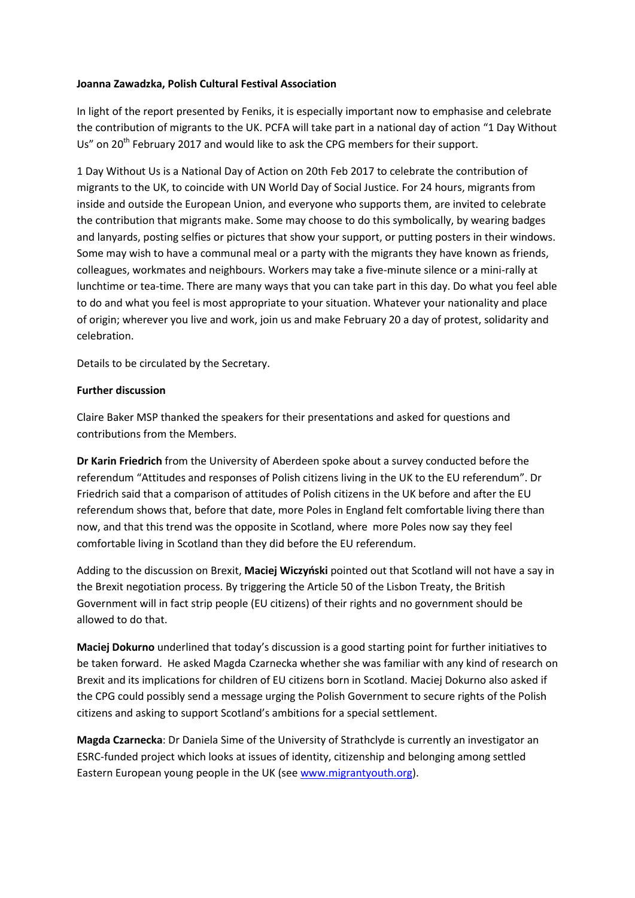**Joanna Zawadzka, Polish Cultural Festival Association**

In light of the report presented by Feniks, it is especially important now to emphasise and celebrate the contribution of migrants to the UK. PCFA will take part in a national day of action "1 Day Without Us" on 20th February 2017 and would like to ask the CPG members for their support.

1 Day Without Us is a National Day of Action on 20th Feb 2017 to celebrate the contribution of migrants to the UK, to coincide with UN World Day of Social Justice. For 24 hours, migrants from inside and outside the European Union, and everyone who supports them, are invited to celebrate the contribution that migrants make. Some may choose to do this symbolically, by wearing badges and lanyards, posting selfies or pictures that show your support, or putting posters in their windows. Some may wish to have a communal meal or a party with the migrants they have known as friends, colleagues, workmates and neighbours. Workers may take a five-minute silence or a mini-rally at lunchtime or tea-time. There are many ways that you can take part in this day. Do what you feel able to do and what you feel is most appropriate to your situation. Whatever your nationality and place of origin; wherever you live and work, join us and make February 20 a day of protest, solidarity and celebration.

Details to be circulated by the Secretary.

**Further discussion**

Claire Baker MSP thanked the speakers for their presentations and asked for questions and contributions from the Members.

**Dr Karin Friedrich** from the University of Aberdeen spoke about a survey conducted before the referendum "Attitudes and responses of Polish citizens living in the UK to the EU referendum". Dr Friedrich said that a comparison of attitudes of Polish citizens in the UK before and after the EU referendum shows that, before that date, more Poles in England felt comfortable living there than now, and that this trend was the opposite in Scotland, where more Poles now say they feel comfortable living in Scotland than they did before the EU referendum.

Adding to the discussion on Brexit, **Maciej Wiczyński** pointed out that Scotland will not have a say in the Brexit negotiation process. By triggering the Article 50 of the Lisbon Treaty, the British Government will in fact strip people (EU citizens) of their rights and no government should be allowed to do that.

**Maciej Dokurno** underlined that today's discussion is a good starting point for further initiatives to be taken forward. He asked Magda Czarnecka whether she was familiar with any kind of research on Brexit and its implications for children of EU citizens born in Scotland. Maciej Dokurno also asked if the CPG could possibly send a message urging the Polish Government to secure rights of the Polish citizens and asking to support Scotland's ambitions for a special settlement.

**Magda Czarnecka**: Dr Daniela Sime of the University of Strathclyde is currently an investigator an ESRC-funded project which looks at issues of identity, citizenship and belonging among settled Eastern European young people in the UK (see [www.migrantyouth.org](www.migrantyouth.org)).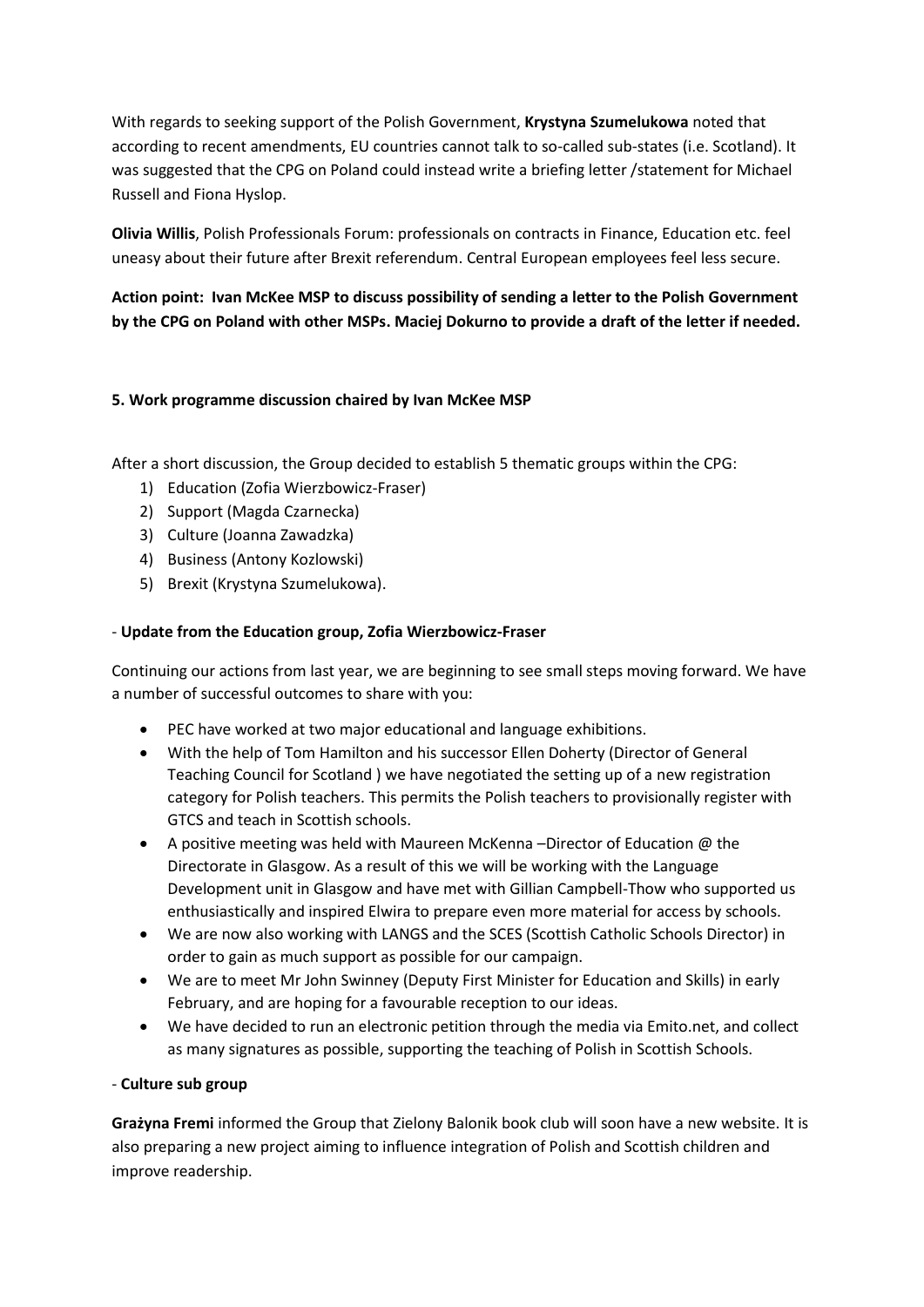With regards to seeking support of the Polish Government, **Krystyna Szumelukowa** noted that according to recent amendments, EU countries cannot talk to so-called sub-states (i.e. Scotland). It was suggested that the CPG on Poland could instead write a briefing letter /statement for Michael Russell and Fiona Hyslop.

**Olivia Willis**, Polish Professionals Forum: professionals on contracts in Finance, Education etc. feel uneasy about their future after Brexit referendum. Central European employees feel less secure.

**Action point: Ivan McKee MSP to discuss possibility of sending a letter to the Polish Government by the CPG on Poland with other MSPs. Maciej Dokurno to provide a draft of the letter if needed.**

**5. Work programme discussion chaired by Ivan McKee MSP**

After a short discussion, the Group decided to establish 5 thematic groups within the CPG:

1) Education (Zofia Wierzbowicz-Fraser)
2) Support (Magda Czarnecka)
3) Culture (Joanna Zawadzka)
4) Business (Antony Kozlowski)
5) Brexit (Krystyna Szumelukowa).

- **Update from the Education group, Zofia Wierzbowicz-Fraser**

Continuing our actions from last year, we are beginning to see small steps moving forward. We have a number of successful outcomes to share with you:

- PEC have worked at two major educational and language exhibitions.
- With the help of Tom Hamilton and his successor Ellen Doherty (Director of General Teaching Council for Scotland ) we have negotiated the setting up of a new registration category for Polish teachers. This permits the Polish teachers to provisionally register with GTCS and teach in Scottish schools.
- A positive meeting was held with Maureen McKenna –Director of Education @ the Directorate in Glasgow. As a result of this we will be working with the Language Development unit in Glasgow and have met with Gillian Campbell-Thow who supported us enthusiastically and inspired Elwira to prepare even more material for access by schools.
- We are now also working with LANGS and the SCES (Scottish Catholic Schools Director) in order to gain as much support as possible for our campaign.
- We are to meet Mr John Swinney (Deputy First Minister for Education and Skills) in early February, and are hoping for a favourable reception to our ideas.
- We have decided to run an electronic petition through the media via Emito.net, and collect as many signatures as possible, supporting the teaching of Polish in Scottish Schools.

- **Culture sub group**

**Grażyna Fremi** informed the Group that Zielony Balonik book club will soon have a new website. It is also preparing a new project aiming to influence integration of Polish and Scottish children and improve readership.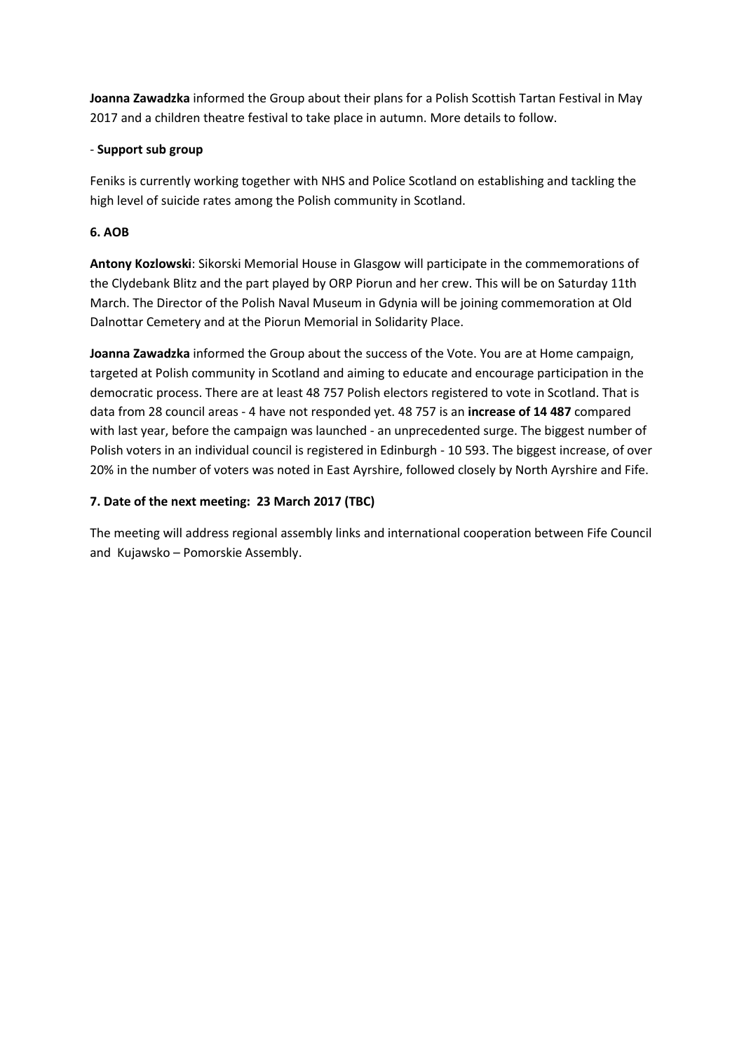**Joanna Zawadzka** informed the Group about their plans for a Polish Scottish Tartan Festival in May 2017 and a children theatre festival to take place in autumn. More details to follow.

- **Support sub group**

Feniks is currently working together with NHS and Police Scotland on establishing and tackling the high level of suicide rates among the Polish community in Scotland.

### 6. AOB

**Antony Kozlowski**: Sikorski Memorial House in Glasgow will participate in the commemorations of the Clydebank Blitz and the part played by ORP Piorun and her crew. This will be on Saturday 11th March. The Director of the Polish Naval Museum in Gdynia will be joining commemoration at Old Dalnottar Cemetery and at the Piorun Memorial in Solidarity Place.

**Joanna Zawadzka** informed the Group about the success of the Vote. You are at Home campaign, targeted at Polish community in Scotland and aiming to educate and encourage participation in the democratic process. There are at least 48 757 Polish electors registered to vote in Scotland. That is data from 28 council areas - 4 have not responded yet. 48 757 is an **increase of 14 487** compared with last year, before the campaign was launched - an unprecedented surge. The biggest number of Polish voters in an individual council is registered in Edinburgh - 10 593. The biggest increase, of over 20% in the number of voters was noted in East Ayrshire, followed closely by North Ayrshire and Fife.

### 7. Date of the next meeting: 23 March 2017 (TBC)

The meeting will address regional assembly links and international cooperation between Fife Council and Kujawsko – Pomorskie Assembly.